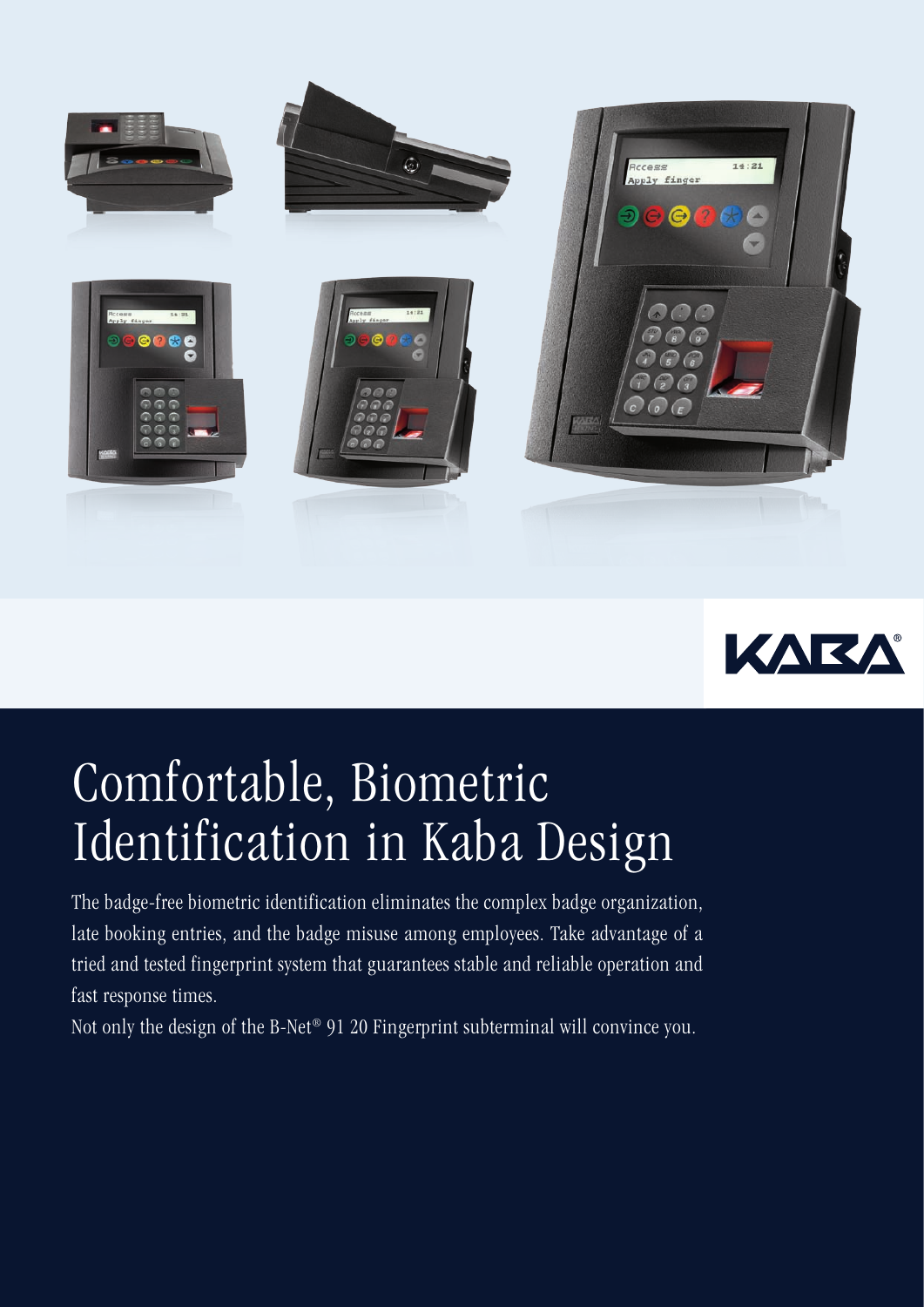# Comfortable, Biometric Identification in Kaba Design

The badge-free biometric identification eliminates the complex badge organization, late booking entries, and the badge misuse among employees. Take advantage of a tried and tested fingerprint system that guarantees stable and reliable operation and fast response times.

Not only the design of the B-Net® 91 20 Fingerprint subterminal will convince you.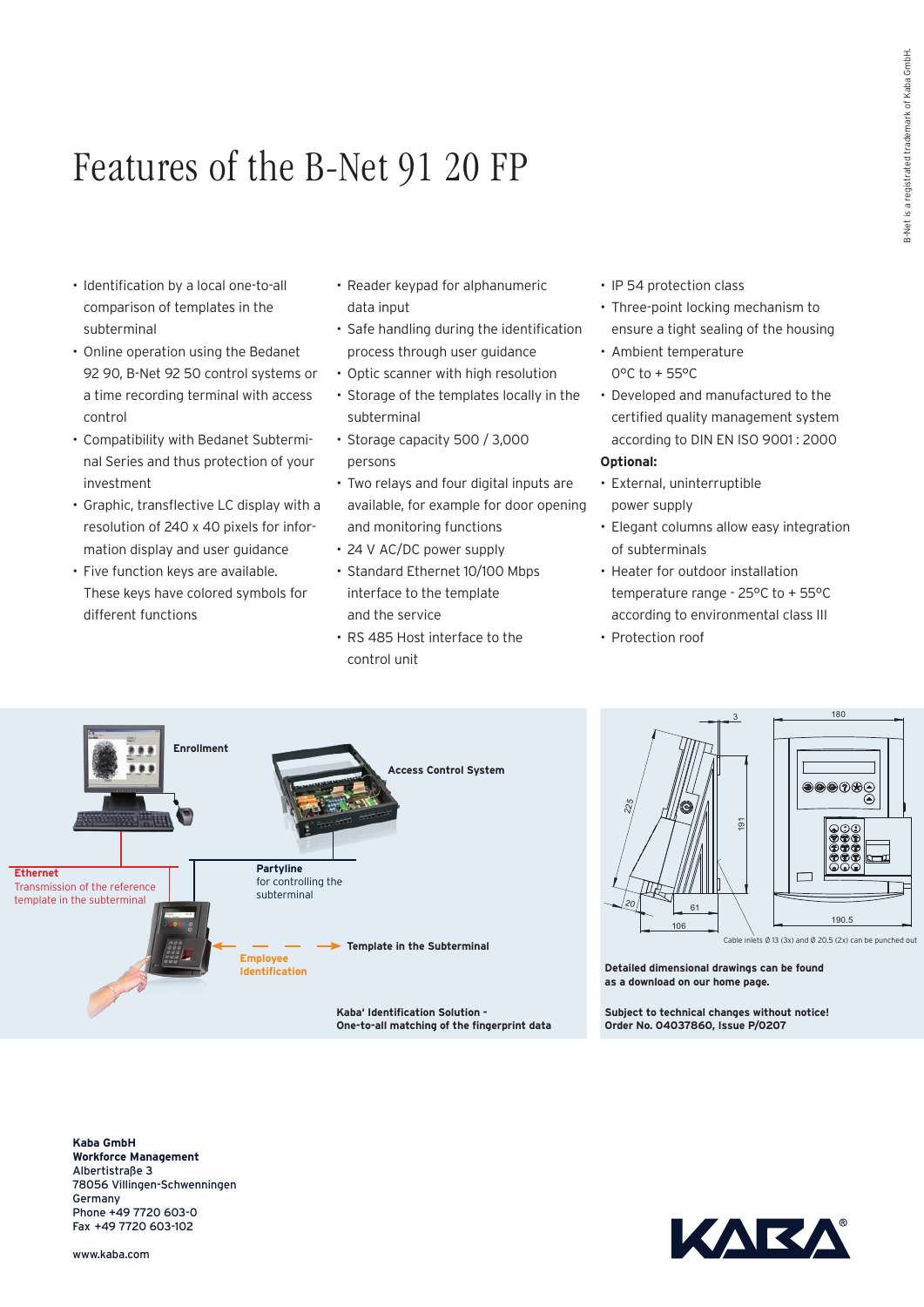# Features of the B-Net 91 20 FP

- Identification by a local one-to-all comparison of templates in the subterminal
- Online operation using the Bedanet 92 90, B-Net 92 50 control systems or a time recording terminal with access control
- Compatibility with Bedanet Subterminal Series and thus protection of your investment
- Graphic, transflective LC display with a resolution of 240 x 40 pixels for information display and user guidance
- Five function keys are available. These keys have colored symbols for different functions
- Reader keypad for alphanumeric data input
- Safe handling during the identification process through user guidance
- Optic scanner with high resolution
- Storage of the templates locally in the subterminal
- Storage capacity 500 / 3,000 persons
- Two relays and four digital inputs are available, for example for door opening and monitoring functions
- 24 V AC/DC power supply
- Standard Ethernet 10/100 Mbps interface to the template and the service
- RS 485 Host interface to the control unit
- IP 54 protection class
- Three-point locking mechanism to ensure a tight sealing of the housing
- Ambient temperature 0°C to + 55°C
- Developed and manufactured to the certified quality management system according to DIN EN ISO 9001 : 2000

**Optional:**

- External, uninterruptible power supply
- Elegant columns allow easy integration of subterminals
- Heater for outdoor installation temperature range - 25°C to + 55°C according to environmental class III
- Protection roof

Enrollment

Access Control System

**Ethernet**
Transmission of the reference template in the subterminal

**Partyline**
for controlling the subterminal

Employee Identification

Template in the Subterminal

**Kaba' Identification Solution - One-to-all matching of the fingerprint data**

3
180
225
191
20
61
106
190.5

Cable inlets Ø 13 (3x) and Ø 20.5 (2x) can be punched out

**Detailed dimensional drawings can be found as a download on our home page.**

**Subject to technical changes without notice!**
**Order No. 04037860, Issue P/0207**

B-Net is a registrated trademark of Kaba GmbH.

**Kaba GmbH**
**Workforce Management**
Albertistraße 3
78056 Villingen-Schwenningen
Germany
Phone +49 7720 603-0
Fax +49 7720 603-102

www.kaba.com

KABA®